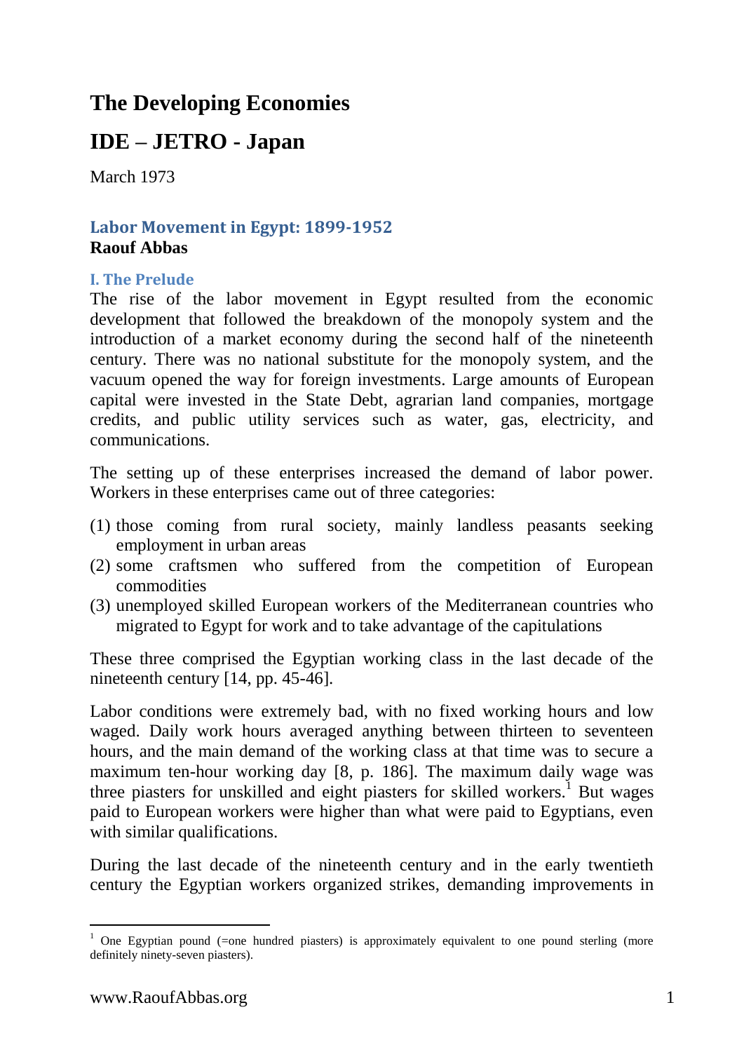# The Developing Economies

# IDE – JETRO - Japan

March 1973

## Labor Movement in Egypt: 1899-1952

**Raouf Abbas**

### I. The Prelude

The rise of the labor movement in Egypt resulted from the economic development that followed the breakdown of the monopoly system and the introduction of a market economy during the second half of the nineteenth century. There was no national substitute for the monopoly system, and the vacuum opened the way for foreign investments. Large amounts of European capital were invested in the State Debt, agrarian land companies, mortgage credits, and public utility services such as water, gas, electricity, and communications.

The setting up of these enterprises increased the demand of labor power. Workers in these enterprises came out of three categories:

(1) those coming from rural society, mainly landless peasants seeking employment in urban areas
(2) some craftsmen who suffered from the competition of European commodities
(3) unemployed skilled European workers of the Mediterranean countries who migrated to Egypt for work and to take advantage of the capitulations

These three comprised the Egyptian working class in the last decade of the nineteenth century [14, pp. 45-46].

Labor conditions were extremely bad, with no fixed working hours and low waged. Daily work hours averaged anything between thirteen to seventeen hours, and the main demand of the working class at that time was to secure a maximum ten-hour working day [8, p. 186]. The maximum daily wage was three piasters for unskilled and eight piasters for skilled workers.[1] But wages paid to European workers were higher than what were paid to Egyptians, even with similar qualifications.

During the last decade of the nineteenth century and in the early twentieth century the Egyptian workers organized strikes, demanding improvements in

---

[1] One Egyptian pound (=one hundred piasters) is approximately equivalent to one pound sterling (more definitely ninety-seven piasters).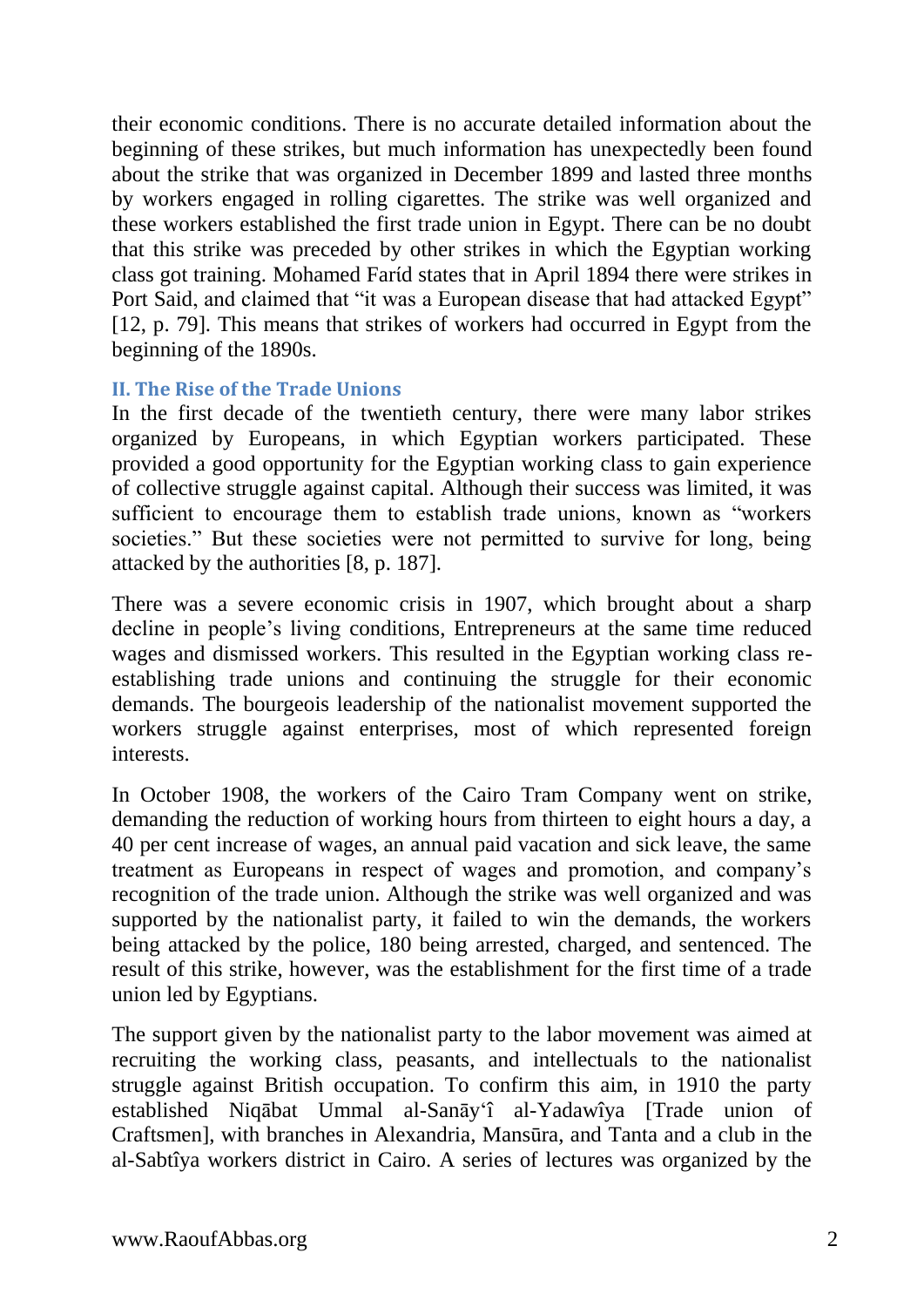their economic conditions. There is no accurate detailed information about the beginning of these strikes, but much information has unexpectedly been found about the strike that was organized in December 1899 and lasted three months by workers engaged in rolling cigarettes. The strike was well organized and these workers established the first trade union in Egypt. There can be no doubt that this strike was preceded by other strikes in which the Egyptian working class got training. Mohamed Faríd states that in April 1894 there were strikes in Port Said, and claimed that "it was a European disease that had attacked Egypt" [12, p. 79]. This means that strikes of workers had occurred in Egypt from the beginning of the 1890s.

### II. The Rise of the Trade Unions

In the first decade of the twentieth century, there were many labor strikes organized by Europeans, in which Egyptian workers participated. These provided a good opportunity for the Egyptian working class to gain experience of collective struggle against capital. Although their success was limited, it was sufficient to encourage them to establish trade unions, known as "workers societies." But these societies were not permitted to survive for long, being attacked by the authorities [8, p. 187].

There was a severe economic crisis in 1907, which brought about a sharp decline in people's living conditions, Entrepreneurs at the same time reduced wages and dismissed workers. This resulted in the Egyptian working class re-establishing trade unions and continuing the struggle for their economic demands. The bourgeois leadership of the nationalist movement supported the workers struggle against enterprises, most of which represented foreign interests.

In October 1908, the workers of the Cairo Tram Company went on strike, demanding the reduction of working hours from thirteen to eight hours a day, a 40 per cent increase of wages, an annual paid vacation and sick leave, the same treatment as Europeans in respect of wages and promotion, and company's recognition of the trade union. Although the strike was well organized and was supported by the nationalist party, it failed to win the demands, the workers being attacked by the police, 180 being arrested, charged, and sentenced. The result of this strike, however, was the establishment for the first time of a trade union led by Egyptians.

The support given by the nationalist party to the labor movement was aimed at recruiting the working class, peasants, and intellectuals to the nationalist struggle against British occupation. To confirm this aim, in 1910 the party established Niqābat Ummal al-Sanāy'î al-Yadawîya [Trade union of Craftsmen], with branches in Alexandria, Mansūra, and Tanta and a club in the al-Sabtîya workers district in Cairo. A series of lectures was organized by the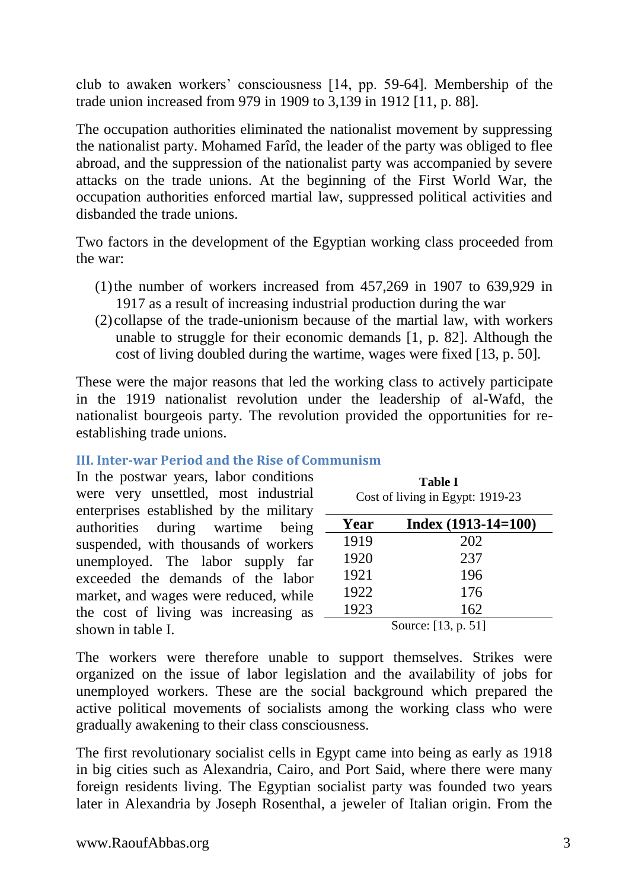club to awaken workers' consciousness [14, pp. 59-64]. Membership of the trade union increased from 979 in 1909 to 3,139 in 1912 [11, p. 88].

The occupation authorities eliminated the nationalist movement by suppressing the nationalist party. Mohamed Farîd, the leader of the party was obliged to flee abroad, and the suppression of the nationalist party was accompanied by severe attacks on the trade unions. At the beginning of the First World War, the occupation authorities enforced martial law, suppressed political activities and disbanded the trade unions.

Two factors in the development of the Egyptian working class proceeded from the war:

(1) the number of workers increased from 457,269 in 1907 to 639,929 in 1917 as a result of increasing industrial production during the war

(2) collapse of the trade-unionism because of the martial law, with workers unable to struggle for their economic demands [1, p. 82]. Although the cost of living doubled during the wartime, wages were fixed [13, p. 50].

These were the major reasons that led the working class to actively participate in the 1919 nationalist revolution under the leadership of al-Wafd, the nationalist bourgeois party. The revolution provided the opportunities for re-establishing trade unions.

### III. Inter-war Period and the Rise of Communism

In the postwar years, labor conditions were very unsettled, most industrial enterprises established by the military authorities during wartime being suspended, with thousands of workers unemployed. The labor supply far exceeded the demands of the labor market, and wages were reduced, while the cost of living was increasing as shown in table I.

**Table I**
Cost of living in Egypt: 1919-23

| Year | Index (1913-14=100) |
|---|---|
| 1919 | 202 |
| 1920 | 237 |
| 1921 | 196 |
| 1922 | 176 |
| 1923 | 162 |

Source: [13, p. 51]

The workers were therefore unable to support themselves. Strikes were organized on the issue of labor legislation and the availability of jobs for unemployed workers. These are the social background which prepared the active political movements of socialists among the working class who were gradually awakening to their class consciousness.

The first revolutionary socialist cells in Egypt came into being as early as 1918 in big cities such as Alexandria, Cairo, and Port Said, where there were many foreign residents living. The Egyptian socialist party was founded two years later in Alexandria by Joseph Rosenthal, a jeweler of Italian origin. From the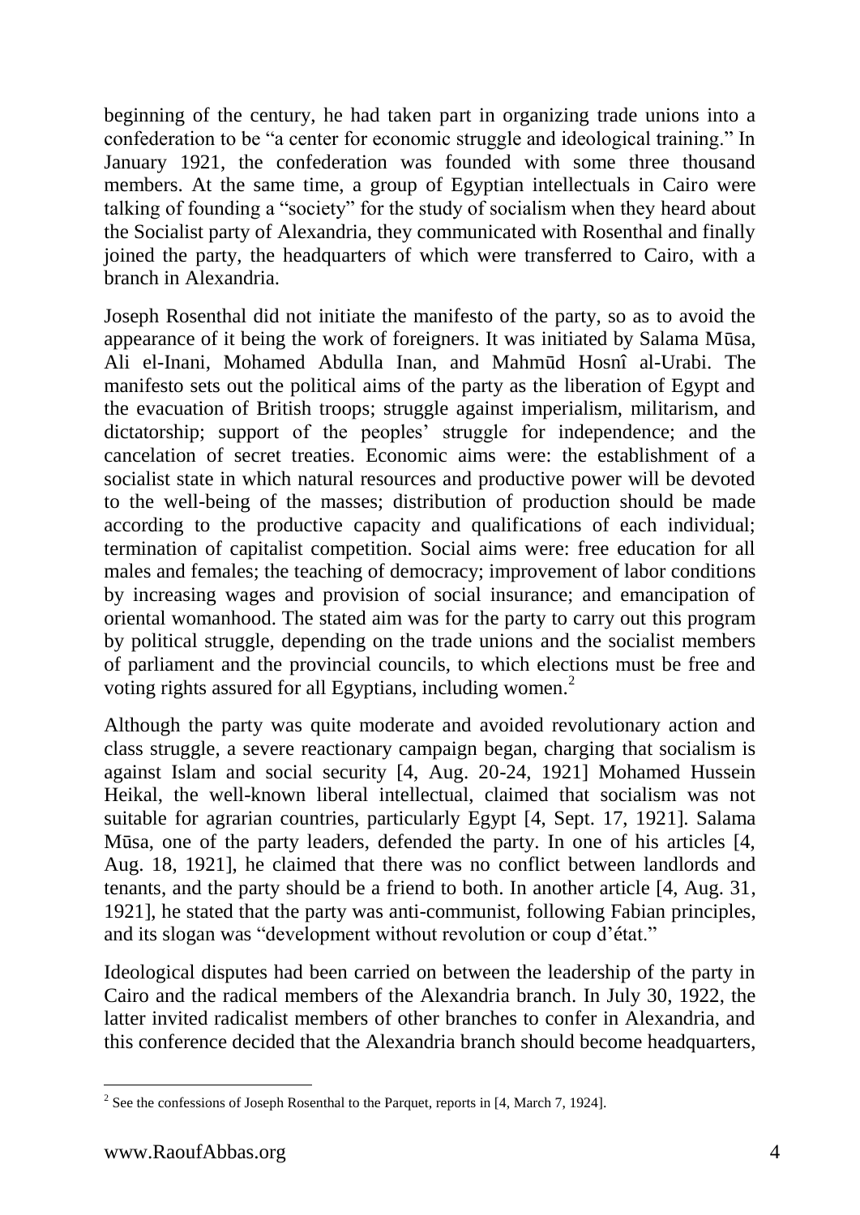beginning of the century, he had taken part in organizing trade unions into a confederation to be "a center for economic struggle and ideological training." In January 1921, the confederation was founded with some three thousand members. At the same time, a group of Egyptian intellectuals in Cairo were talking of founding a "society" for the study of socialism when they heard about the Socialist party of Alexandria, they communicated with Rosenthal and finally joined the party, the headquarters of which were transferred to Cairo, with a branch in Alexandria.

Joseph Rosenthal did not initiate the manifesto of the party, so as to avoid the appearance of it being the work of foreigners. It was initiated by Salama Mūsa, Ali el-Inani, Mohamed Abdulla Inan, and Mahmūd Hosnî al-Urabi. The manifesto sets out the political aims of the party as the liberation of Egypt and the evacuation of British troops; struggle against imperialism, militarism, and dictatorship; support of the peoples' struggle for independence; and the cancelation of secret treaties. Economic aims were: the establishment of a socialist state in which natural resources and productive power will be devoted to the well-being of the masses; distribution of production should be made according to the productive capacity and qualifications of each individual; termination of capitalist competition. Social aims were: free education for all males and females; the teaching of democracy; improvement of labor conditions by increasing wages and provision of social insurance; and emancipation of oriental womanhood. The stated aim was for the party to carry out this program by political struggle, depending on the trade unions and the socialist members of parliament and the provincial councils, to which elections must be free and voting rights assured for all Egyptians, including women.[2]

Although the party was quite moderate and avoided revolutionary action and class struggle, a severe reactionary campaign began, charging that socialism is against Islam and social security [4, Aug. 20-24, 1921] Mohamed Hussein Heikal, the well-known liberal intellectual, claimed that socialism was not suitable for agrarian countries, particularly Egypt [4, Sept. 17, 1921]. Salama Mūsa, one of the party leaders, defended the party. In one of his articles [4, Aug. 18, 1921], he claimed that there was no conflict between landlords and tenants, and the party should be a friend to both. In another article [4, Aug. 31, 1921], he stated that the party was anti-communist, following Fabian principles, and its slogan was "development without revolution or coup d'état."

Ideological disputes had been carried on between the leadership of the party in Cairo and the radical members of the Alexandria branch. In July 30, 1922, the latter invited radicalist members of other branches to confer in Alexandria, and this conference decided that the Alexandria branch should become headquarters,

---

[2] See the confessions of Joseph Rosenthal to the Parquet, reports in [4, March 7, 1924].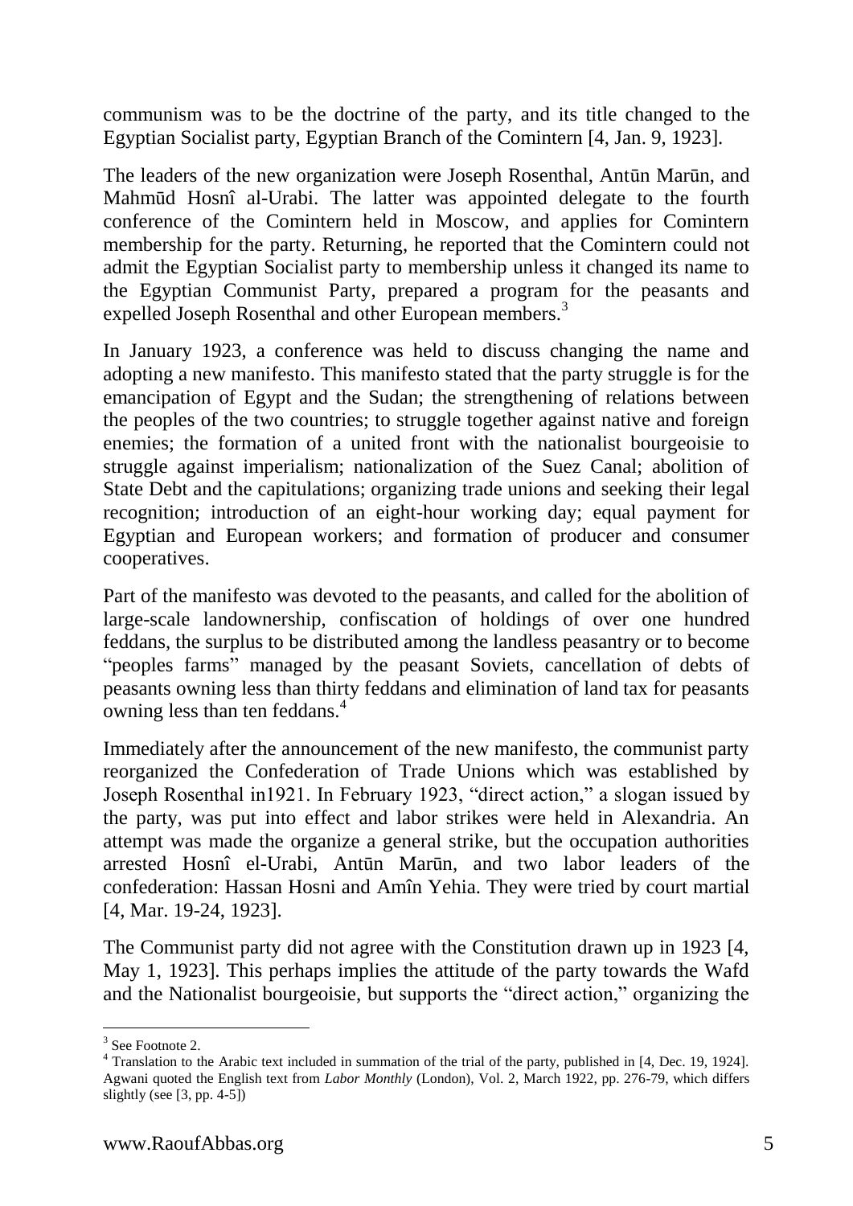communism was to be the doctrine of the party, and its title changed to the Egyptian Socialist party, Egyptian Branch of the Comintern [4, Jan. 9, 1923].

The leaders of the new organization were Joseph Rosenthal, Antūn Marūn, and Mahmūd Hosnî al-Urabi. The latter was appointed delegate to the fourth conference of the Comintern held in Moscow, and applies for Comintern membership for the party. Returning, he reported that the Comintern could not admit the Egyptian Socialist party to membership unless it changed its name to the Egyptian Communist Party, prepared a program for the peasants and expelled Joseph Rosenthal and other European members.[3]

In January 1923, a conference was held to discuss changing the name and adopting a new manifesto. This manifesto stated that the party struggle is for the emancipation of Egypt and the Sudan; the strengthening of relations between the peoples of the two countries; to struggle together against native and foreign enemies; the formation of a united front with the nationalist bourgeoisie to struggle against imperialism; nationalization of the Suez Canal; abolition of State Debt and the capitulations; organizing trade unions and seeking their legal recognition; introduction of an eight-hour working day; equal payment for Egyptian and European workers; and formation of producer and consumer cooperatives.

Part of the manifesto was devoted to the peasants, and called for the abolition of large-scale landownership, confiscation of holdings of over one hundred feddans, the surplus to be distributed among the landless peasantry or to become "peoples farms" managed by the peasant Soviets, cancellation of debts of peasants owning less than thirty feddans and elimination of land tax for peasants owning less than ten feddans.[4]

Immediately after the announcement of the new manifesto, the communist party reorganized the Confederation of Trade Unions which was established by Joseph Rosenthal in1921. In February 1923, "direct action," a slogan issued by the party, was put into effect and labor strikes were held in Alexandria. An attempt was made the organize a general strike, but the occupation authorities arrested Hosnî el-Urabi, Antūn Marūn, and two labor leaders of the confederation: Hassan Hosni and Amîn Yehia. They were tried by court martial [4, Mar. 19-24, 1923].

The Communist party did not agree with the Constitution drawn up in 1923 [4, May 1, 1923]. This perhaps implies the attitude of the party towards the Wafd and the Nationalist bourgeoisie, but supports the "direct action," organizing the

---

[3] See Footnote 2.

[4] Translation to the Arabic text included in summation of the trial of the party, published in [4, Dec. 19, 1924]. Agwani quoted the English text from *Labor Monthly* (London), Vol. 2, March 1922, pp. 276-79, which differs slightly (see [3, pp. 4-5])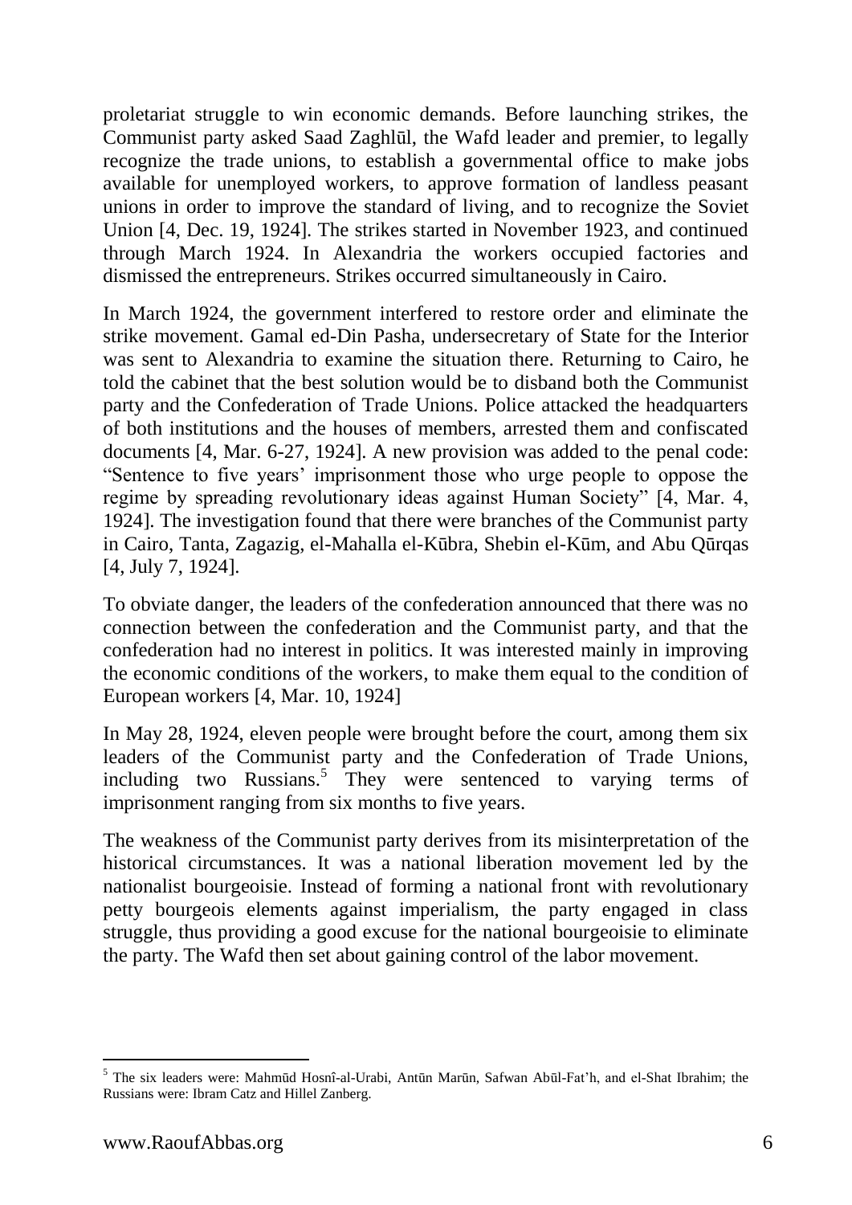proletariat struggle to win economic demands. Before launching strikes, the Communist party asked Saad Zaghlūl, the Wafd leader and premier, to legally recognize the trade unions, to establish a governmental office to make jobs available for unemployed workers, to approve formation of landless peasant unions in order to improve the standard of living, and to recognize the Soviet Union [4, Dec. 19, 1924]. The strikes started in November 1923, and continued through March 1924. In Alexandria the workers occupied factories and dismissed the entrepreneurs. Strikes occurred simultaneously in Cairo.

In March 1924, the government interfered to restore order and eliminate the strike movement. Gamal ed-Din Pasha, undersecretary of State for the Interior was sent to Alexandria to examine the situation there. Returning to Cairo, he told the cabinet that the best solution would be to disband both the Communist party and the Confederation of Trade Unions. Police attacked the headquarters of both institutions and the houses of members, arrested them and confiscated documents [4, Mar. 6-27, 1924]. A new provision was added to the penal code: "Sentence to five years' imprisonment those who urge people to oppose the regime by spreading revolutionary ideas against Human Society" [4, Mar. 4, 1924]. The investigation found that there were branches of the Communist party in Cairo, Tanta, Zagazig, el-Mahalla el-Kūbra, Shebin el-Kūm, and Abu Qūrqas [4, July 7, 1924].

To obviate danger, the leaders of the confederation announced that there was no connection between the confederation and the Communist party, and that the confederation had no interest in politics. It was interested mainly in improving the economic conditions of the workers, to make them equal to the condition of European workers [4, Mar. 10, 1924]

In May 28, 1924, eleven people were brought before the court, among them six leaders of the Communist party and the Confederation of Trade Unions, including two Russians.[5] They were sentenced to varying terms of imprisonment ranging from six months to five years.

The weakness of the Communist party derives from its misinterpretation of the historical circumstances. It was a national liberation movement led by the nationalist bourgeoisie. Instead of forming a national front with revolutionary petty bourgeois elements against imperialism, the party engaged in class struggle, thus providing a good excuse for the national bourgeoisie to eliminate the party. The Wafd then set about gaining control of the labor movement.

[5] The six leaders were: Mahmūd Hosnî-al-Urabi, Antūn Marūn, Safwan Abūl-Fat'h, and el-Shat Ibrahim; the Russians were: Ibram Catz and Hillel Zanberg.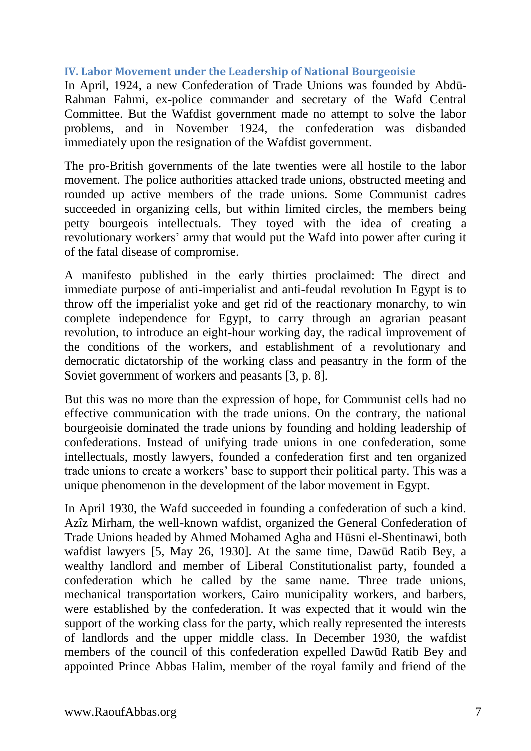### IV. Labor Movement under the Leadership of National Bourgeoisie

In April, 1924, a new Confederation of Trade Unions was founded by Abdū-Rahman Fahmi, ex-police commander and secretary of the Wafd Central Committee. But the Wafdist government made no attempt to solve the labor problems, and in November 1924, the confederation was disbanded immediately upon the resignation of the Wafdist government.

The pro-British governments of the late twenties were all hostile to the labor movement. The police authorities attacked trade unions, obstructed meeting and rounded up active members of the trade unions. Some Communist cadres succeeded in organizing cells, but within limited circles, the members being petty bourgeois intellectuals. They toyed with the idea of creating a revolutionary workers' army that would put the Wafd into power after curing it of the fatal disease of compromise.

A manifesto published in the early thirties proclaimed: The direct and immediate purpose of anti-imperialist and anti-feudal revolution In Egypt is to throw off the imperialist yoke and get rid of the reactionary monarchy, to win complete independence for Egypt, to carry through an agrarian peasant revolution, to introduce an eight-hour working day, the radical improvement of the conditions of the workers, and establishment of a revolutionary and democratic dictatorship of the working class and peasantry in the form of the Soviet government of workers and peasants [3, p. 8].

But this was no more than the expression of hope, for Communist cells had no effective communication with the trade unions. On the contrary, the national bourgeoisie dominated the trade unions by founding and holding leadership of confederations. Instead of unifying trade unions in one confederation, some intellectuals, mostly lawyers, founded a confederation first and ten organized trade unions to create a workers' base to support their political party. This was a unique phenomenon in the development of the labor movement in Egypt.

In April 1930, the Wafd succeeded in founding a confederation of such a kind. Azîz Mirham, the well-known wafdist, organized the General Confederation of Trade Unions headed by Ahmed Mohamed Agha and Hūsni el-Shentinawi, both wafdist lawyers [5, May 26, 1930]. At the same time, Dawūd Ratib Bey, a wealthy landlord and member of Liberal Constitutionalist party, founded a confederation which he called by the same name. Three trade unions, mechanical transportation workers, Cairo municipality workers, and barbers, were established by the confederation. It was expected that it would win the support of the working class for the party, which really represented the interests of landlords and the upper middle class. In December 1930, the wafdist members of the council of this confederation expelled Dawūd Ratib Bey and appointed Prince Abbas Halim, member of the royal family and friend of the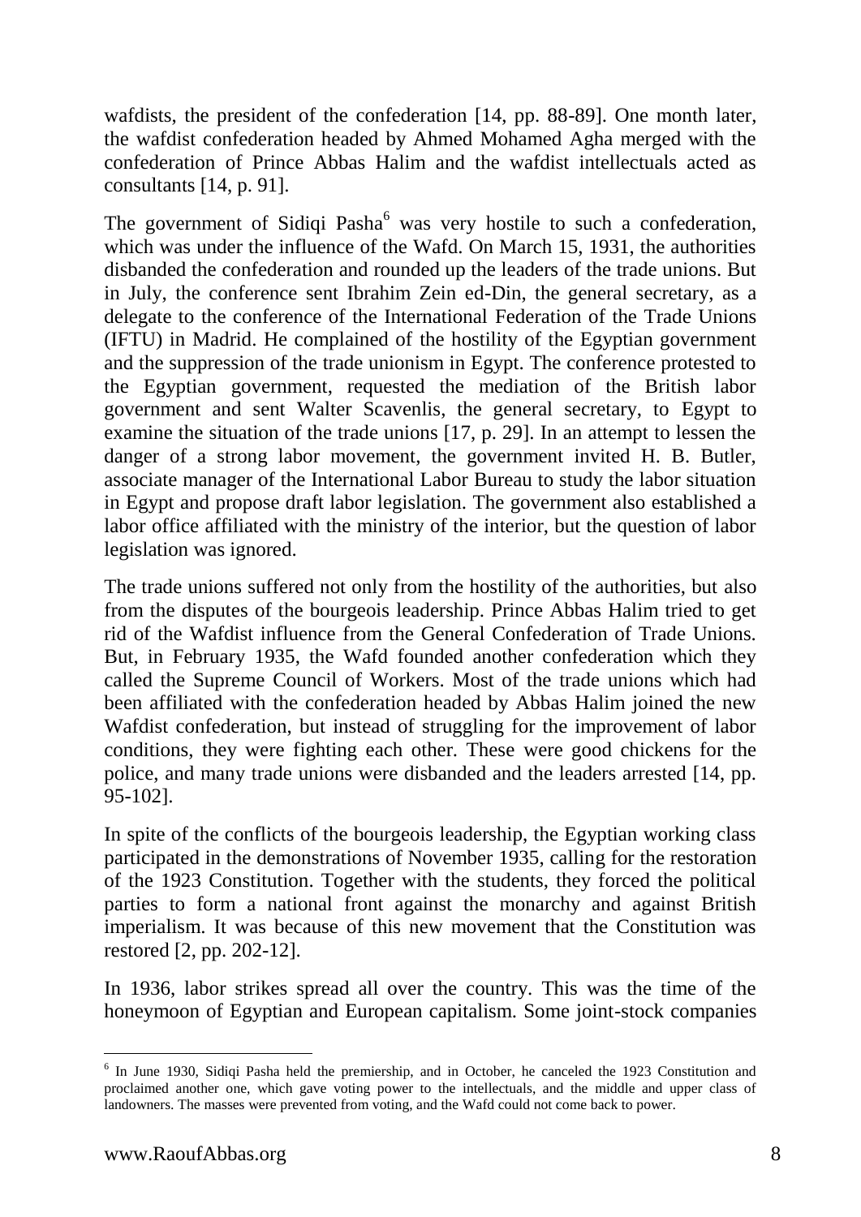wafdists, the president of the confederation [14, pp. 88-89]. One month later, the wafdist confederation headed by Ahmed Mohamed Agha merged with the confederation of Prince Abbas Halim and the wafdist intellectuals acted as consultants [14, p. 91].

The government of Sidiqi Pasha[6] was very hostile to such a confederation, which was under the influence of the Wafd. On March 15, 1931, the authorities disbanded the confederation and rounded up the leaders of the trade unions. But in July, the conference sent Ibrahim Zein ed-Din, the general secretary, as a delegate to the conference of the International Federation of the Trade Unions (IFTU) in Madrid. He complained of the hostility of the Egyptian government and the suppression of the trade unionism in Egypt. The conference protested to the Egyptian government, requested the mediation of the British labor government and sent Walter Scavenlis, the general secretary, to Egypt to examine the situation of the trade unions [17, p. 29]. In an attempt to lessen the danger of a strong labor movement, the government invited H. B. Butler, associate manager of the International Labor Bureau to study the labor situation in Egypt and propose draft labor legislation. The government also established a labor office affiliated with the ministry of the interior, but the question of labor legislation was ignored.

The trade unions suffered not only from the hostility of the authorities, but also from the disputes of the bourgeois leadership. Prince Abbas Halim tried to get rid of the Wafdist influence from the General Confederation of Trade Unions. But, in February 1935, the Wafd founded another confederation which they called the Supreme Council of Workers. Most of the trade unions which had been affiliated with the confederation headed by Abbas Halim joined the new Wafdist confederation, but instead of struggling for the improvement of labor conditions, they were fighting each other. These were good chickens for the police, and many trade unions were disbanded and the leaders arrested [14, pp. 95-102].

In spite of the conflicts of the bourgeois leadership, the Egyptian working class participated in the demonstrations of November 1935, calling for the restoration of the 1923 Constitution. Together with the students, they forced the political parties to form a national front against the monarchy and against British imperialism. It was because of this new movement that the Constitution was restored [2, pp. 202-12].

In 1936, labor strikes spread all over the country. This was the time of the honeymoon of Egyptian and European capitalism. Some joint-stock companies

---

[6] In June 1930, Sidiqi Pasha held the premiership, and in October, he canceled the 1923 Constitution and proclaimed another one, which gave voting power to the intellectuals, and the middle and upper class of landowners. The masses were prevented from voting, and the Wafd could not come back to power.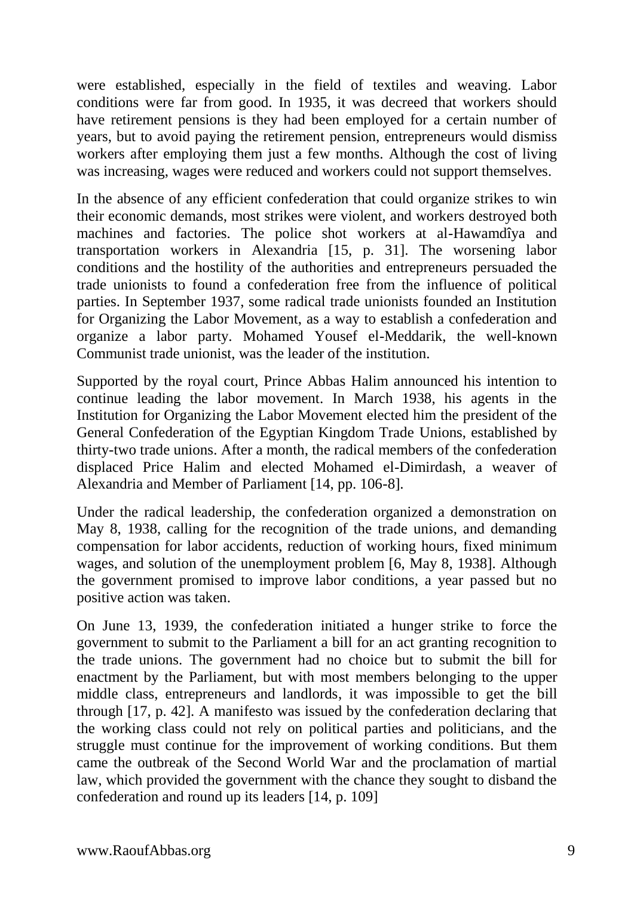were established, especially in the field of textiles and weaving. Labor conditions were far from good. In 1935, it was decreed that workers should have retirement pensions is they had been employed for a certain number of years, but to avoid paying the retirement pension, entrepreneurs would dismiss workers after employing them just a few months. Although the cost of living was increasing, wages were reduced and workers could not support themselves.

In the absence of any efficient confederation that could organize strikes to win their economic demands, most strikes were violent, and workers destroyed both machines and factories. The police shot workers at al-Hawamdîya and transportation workers in Alexandria [15, p. 31]. The worsening labor conditions and the hostility of the authorities and entrepreneurs persuaded the trade unionists to found a confederation free from the influence of political parties. In September 1937, some radical trade unionists founded an Institution for Organizing the Labor Movement, as a way to establish a confederation and organize a labor party. Mohamed Yousef el-Meddarik, the well-known Communist trade unionist, was the leader of the institution.

Supported by the royal court, Prince Abbas Halim announced his intention to continue leading the labor movement. In March 1938, his agents in the Institution for Organizing the Labor Movement elected him the president of the General Confederation of the Egyptian Kingdom Trade Unions, established by thirty-two trade unions. After a month, the radical members of the confederation displaced Price Halim and elected Mohamed el-Dimirdash, a weaver of Alexandria and Member of Parliament [14, pp. 106-8].

Under the radical leadership, the confederation organized a demonstration on May 8, 1938, calling for the recognition of the trade unions, and demanding compensation for labor accidents, reduction of working hours, fixed minimum wages, and solution of the unemployment problem [6, May 8, 1938]. Although the government promised to improve labor conditions, a year passed but no positive action was taken.

On June 13, 1939, the confederation initiated a hunger strike to force the government to submit to the Parliament a bill for an act granting recognition to the trade unions. The government had no choice but to submit the bill for enactment by the Parliament, but with most members belonging to the upper middle class, entrepreneurs and landlords, it was impossible to get the bill through [17, p. 42]. A manifesto was issued by the confederation declaring that the working class could not rely on political parties and politicians, and the struggle must continue for the improvement of working conditions. But them came the outbreak of the Second World War and the proclamation of martial law, which provided the government with the chance they sought to disband the confederation and round up its leaders [14, p. 109]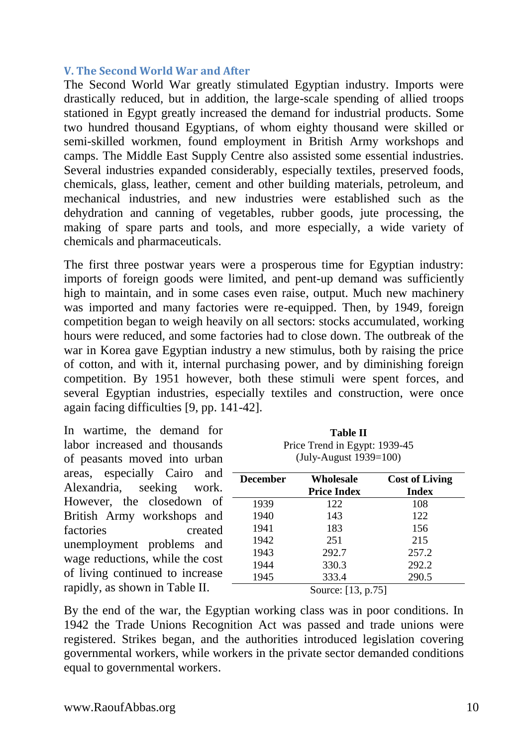## V. The Second World War and After

The Second World War greatly stimulated Egyptian industry. Imports were drastically reduced, but in addition, the large-scale spending of allied troops stationed in Egypt greatly increased the demand for industrial products. Some two hundred thousand Egyptians, of whom eighty thousand were skilled or semi-skilled workmen, found employment in British Army workshops and camps. The Middle East Supply Centre also assisted some essential industries. Several industries expanded considerably, especially textiles, preserved foods, chemicals, glass, leather, cement and other building materials, petroleum, and mechanical industries, and new industries were established such as the dehydration and canning of vegetables, rubber goods, jute processing, the making of spare parts and tools, and more especially, a wide variety of chemicals and pharmaceuticals.

The first three postwar years were a prosperous time for Egyptian industry: imports of foreign goods were limited, and pent-up demand was sufficiently high to maintain, and in some cases even raise, output. Much new machinery was imported and many factories were re-equipped. Then, by 1949, foreign competition began to weigh heavily on all sectors: stocks accumulated, working hours were reduced, and some factories had to close down. The outbreak of the war in Korea gave Egyptian industry a new stimulus, both by raising the price of cotton, and with it, internal purchasing power, and by diminishing foreign competition. By 1951 however, both these stimuli were spent forces, and several Egyptian industries, especially textiles and construction, were once again facing difficulties [9, pp. 141-42].

In wartime, the demand for labor increased and thousands of peasants moved into urban areas, especially Cairo and Alexandria, seeking work. However, the closedown of British Army workshops and factories created unemployment problems and wage reductions, while the cost of living continued to increase rapidly, as shown in Table II.

**Table II**
Price Trend in Egypt: 1939-45
(July-August 1939=100)

| December | Wholesale Price Index | Cost of Living Index |
|---|---|---|
| 1939 | 122 | 108 |
| 1940 | 143 | 122 |
| 1941 | 183 | 156 |
| 1942 | 251 | 215 |
| 1943 | 292.7 | 257.2 |
| 1944 | 330.3 | 292.2 |
| 1945 | 333.4 | 290.5 |

Source: [13, p.75]

By the end of the war, the Egyptian working class was in poor conditions. In 1942 the Trade Unions Recognition Act was passed and trade unions were registered. Strikes began, and the authorities introduced legislation covering governmental workers, while workers in the private sector demanded conditions equal to governmental workers.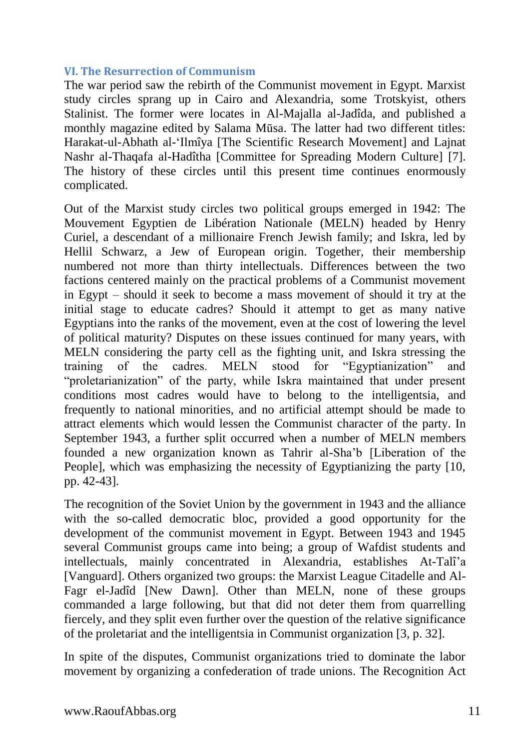### VI. The Resurrection of Communism

The war period saw the rebirth of the Communist movement in Egypt. Marxist study circles sprang up in Cairo and Alexandria, some Trotskyist, others Stalinist. The former were locates in Al-Majalla al-Jadîda, and published a monthly magazine edited by Salama Mūsa. The latter had two different titles: Harakat-ul-Abhath al-'Ilmîya [The Scientific Research Movement] and Lajnat Nashr al-Thaqafa al-Hadîtha [Committee for Spreading Modern Culture] [7]. The history of these circles until this present time continues enormously complicated.

Out of the Marxist study circles two political groups emerged in 1942: The Mouvement Egyptien de Libération Nationale (MELN) headed by Henry Curiel, a descendant of a millionaire French Jewish family; and Iskra, led by Hellil Schwarz, a Jew of European origin. Together, their membership numbered not more than thirty intellectuals. Differences between the two factions centered mainly on the practical problems of a Communist movement in Egypt – should it seek to become a mass movement of should it try at the initial stage to educate cadres? Should it attempt to get as many native Egyptians into the ranks of the movement, even at the cost of lowering the level of political maturity? Disputes on these issues continued for many years, with MELN considering the party cell as the fighting unit, and Iskra stressing the training of the cadres. MELN stood for "Egyptianization" and "proletarianization" of the party, while Iskra maintained that under present conditions most cadres would have to belong to the intelligentsia, and frequently to national minorities, and no artificial attempt should be made to attract elements which would lessen the Communist character of the party. In September 1943, a further split occurred when a number of MELN members founded a new organization known as Tahrir al-Sha'b [Liberation of the People], which was emphasizing the necessity of Egyptianizing the party [10, pp. 42-43].

The recognition of the Soviet Union by the government in 1943 and the alliance with the so-called democratic bloc, provided a good opportunity for the development of the communist movement in Egypt. Between 1943 and 1945 several Communist groups came into being; a group of Wafdist students and intellectuals, mainly concentrated in Alexandria, establishes At-Talî'a [Vanguard]. Others organized two groups: the Marxist League Citadelle and Al-Fagr el-Jadîd [New Dawn]. Other than MELN, none of these groups commanded a large following, but that did not deter them from quarrelling fiercely, and they split even further over the question of the relative significance of the proletariat and the intelligentsia in Communist organization [3, p. 32].

In spite of the disputes, Communist organizations tried to dominate the labor movement by organizing a confederation of trade unions. The Recognition Act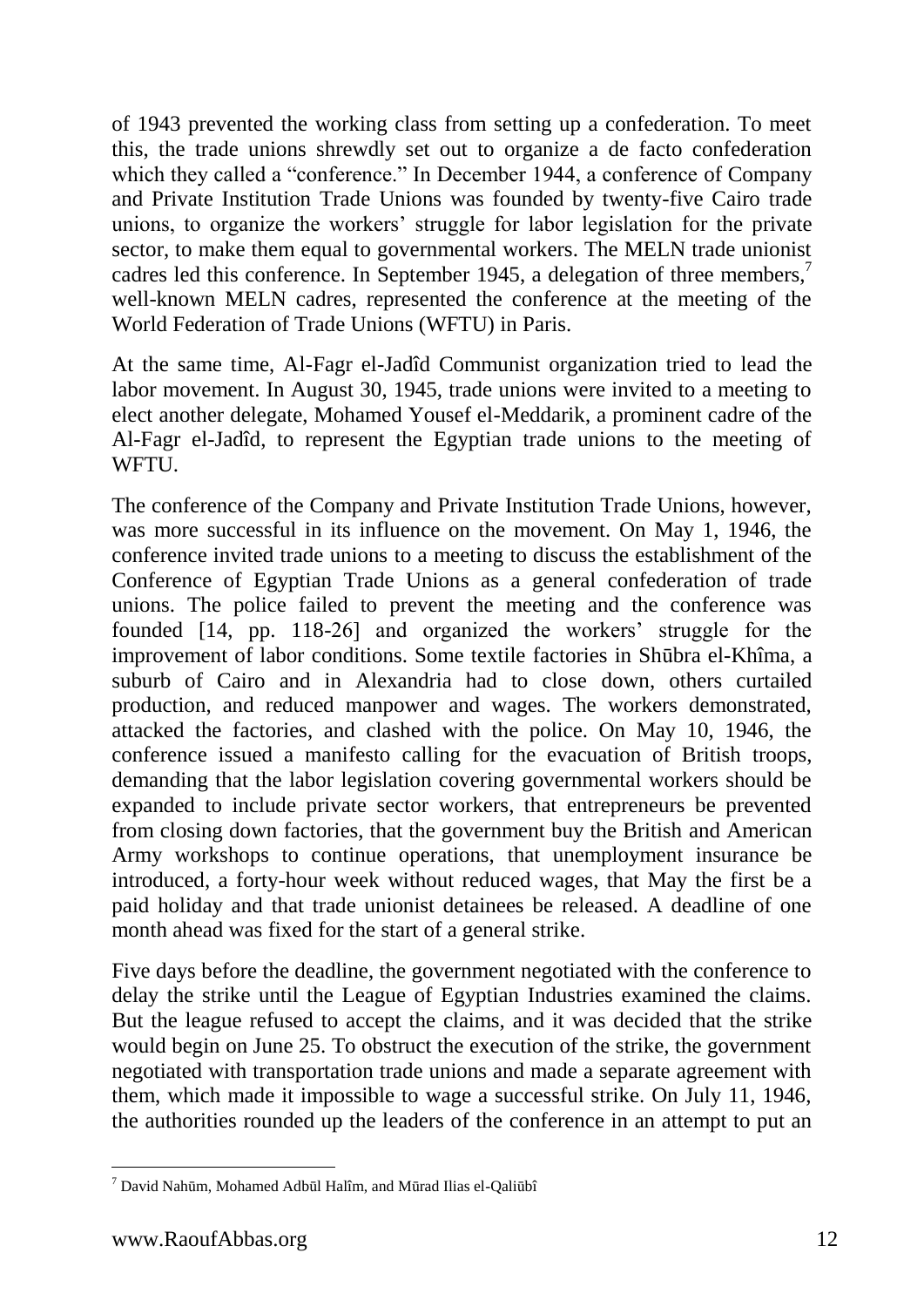of 1943 prevented the working class from setting up a confederation. To meet this, the trade unions shrewdly set out to organize a de facto confederation which they called a "conference." In December 1944, a conference of Company and Private Institution Trade Unions was founded by twenty-five Cairo trade unions, to organize the workers' struggle for labor legislation for the private sector, to make them equal to governmental workers. The MELN trade unionist cadres led this conference. In September 1945, a delegation of three members,[7] well-known MELN cadres, represented the conference at the meeting of the World Federation of Trade Unions (WFTU) in Paris.

At the same time, Al-Fagr el-Jadîd Communist organization tried to lead the labor movement. In August 30, 1945, trade unions were invited to a meeting to elect another delegate, Mohamed Yousef el-Meddarik, a prominent cadre of the Al-Fagr el-Jadîd, to represent the Egyptian trade unions to the meeting of WFTU.

The conference of the Company and Private Institution Trade Unions, however, was more successful in its influence on the movement. On May 1, 1946, the conference invited trade unions to a meeting to discuss the establishment of the Conference of Egyptian Trade Unions as a general confederation of trade unions. The police failed to prevent the meeting and the conference was founded [14, pp. 118-26] and organized the workers' struggle for the improvement of labor conditions. Some textile factories in Shūbra el-Khîma, a suburb of Cairo and in Alexandria had to close down, others curtailed production, and reduced manpower and wages. The workers demonstrated, attacked the factories, and clashed with the police. On May 10, 1946, the conference issued a manifesto calling for the evacuation of British troops, demanding that the labor legislation covering governmental workers should be expanded to include private sector workers, that entrepreneurs be prevented from closing down factories, that the government buy the British and American Army workshops to continue operations, that unemployment insurance be introduced, a forty-hour week without reduced wages, that May the first be a paid holiday and that trade unionist detainees be released. A deadline of one month ahead was fixed for the start of a general strike.

Five days before the deadline, the government negotiated with the conference to delay the strike until the League of Egyptian Industries examined the claims. But the league refused to accept the claims, and it was decided that the strike would begin on June 25. To obstruct the execution of the strike, the government negotiated with transportation trade unions and made a separate agreement with them, which made it impossible to wage a successful strike. On July 11, 1946, the authorities rounded up the leaders of the conference in an attempt to put an

[7] David Nahūm, Mohamed Adbūl Halîm, and Mūrad Ilias el-Qaliūbî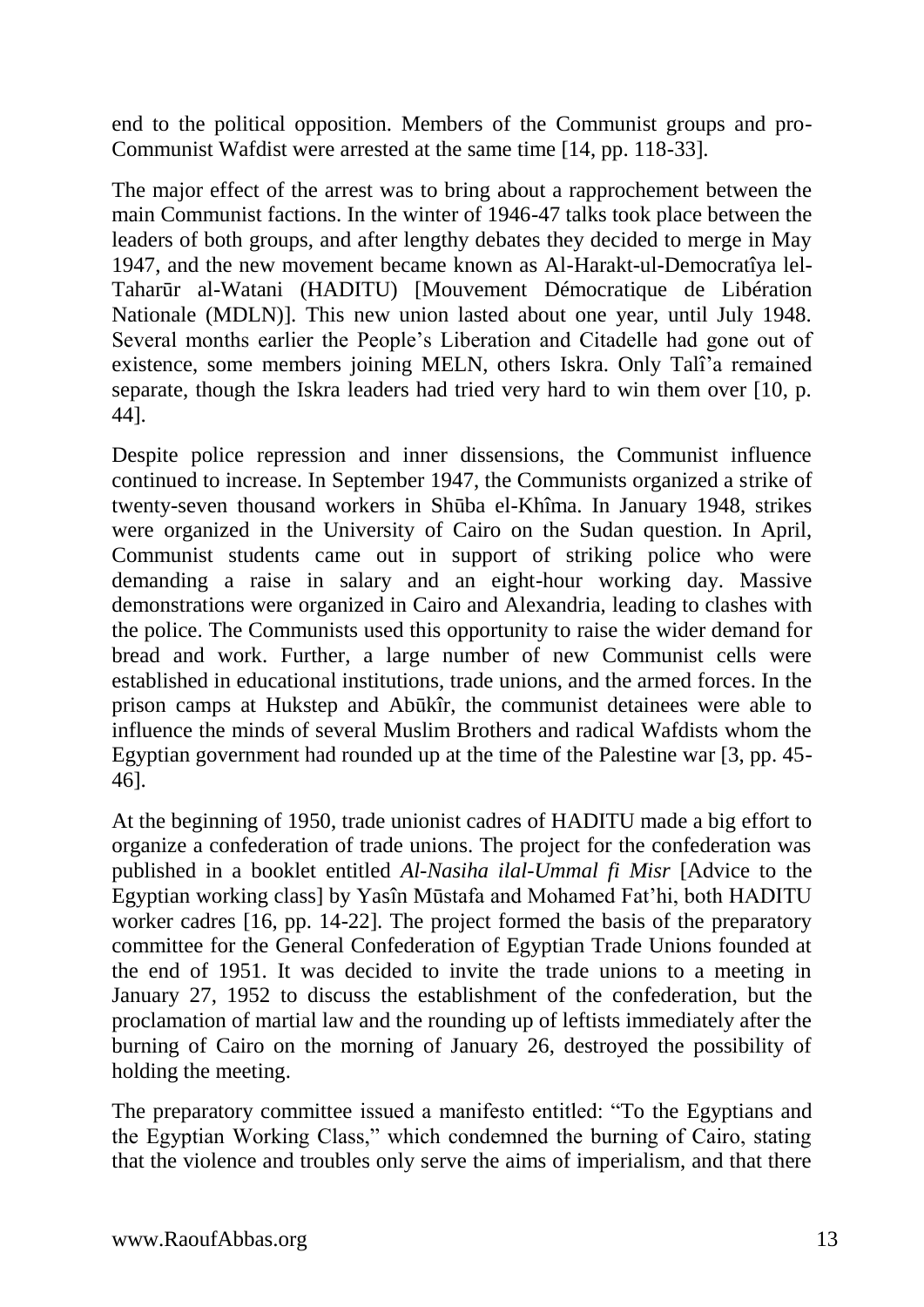end to the political opposition. Members of the Communist groups and pro-Communist Wafdist were arrested at the same time [14, pp. 118-33].

The major effect of the arrest was to bring about a rapprochement between the main Communist factions. In the winter of 1946-47 talks took place between the leaders of both groups, and after lengthy debates they decided to merge in May 1947, and the new movement became known as Al-Harakt-ul-Democratîya lel-Taharūr al-Watani (HADITU) [Mouvement Démocratique de Libération Nationale (MDLN)]. This new union lasted about one year, until July 1948. Several months earlier the People's Liberation and Citadelle had gone out of existence, some members joining MELN, others Iskra. Only Talî'a remained separate, though the Iskra leaders had tried very hard to win them over [10, p. 44].

Despite police repression and inner dissensions, the Communist influence continued to increase. In September 1947, the Communists organized a strike of twenty-seven thousand workers in Shūba el-Khîma. In January 1948, strikes were organized in the University of Cairo on the Sudan question. In April, Communist students came out in support of striking police who were demanding a raise in salary and an eight-hour working day. Massive demonstrations were organized in Cairo and Alexandria, leading to clashes with the police. The Communists used this opportunity to raise the wider demand for bread and work. Further, a large number of new Communist cells were established in educational institutions, trade unions, and the armed forces. In the prison camps at Hukstep and Abūkîr, the communist detainees were able to influence the minds of several Muslim Brothers and radical Wafdists whom the Egyptian government had rounded up at the time of the Palestine war [3, pp. 45-46].

At the beginning of 1950, trade unionist cadres of HADITU made a big effort to organize a confederation of trade unions. The project for the confederation was published in a booklet entitled *Al-Nasiha ilal-Ummal fi Misr* [Advice to the Egyptian working class] by Yasîn Mūstafa and Mohamed Fat'hi, both HADITU worker cadres [16, pp. 14-22]. The project formed the basis of the preparatory committee for the General Confederation of Egyptian Trade Unions founded at the end of 1951. It was decided to invite the trade unions to a meeting in January 27, 1952 to discuss the establishment of the confederation, but the proclamation of martial law and the rounding up of leftists immediately after the burning of Cairo on the morning of January 26, destroyed the possibility of holding the meeting.

The preparatory committee issued a manifesto entitled: "To the Egyptians and the Egyptian Working Class," which condemned the burning of Cairo, stating that the violence and troubles only serve the aims of imperialism, and that there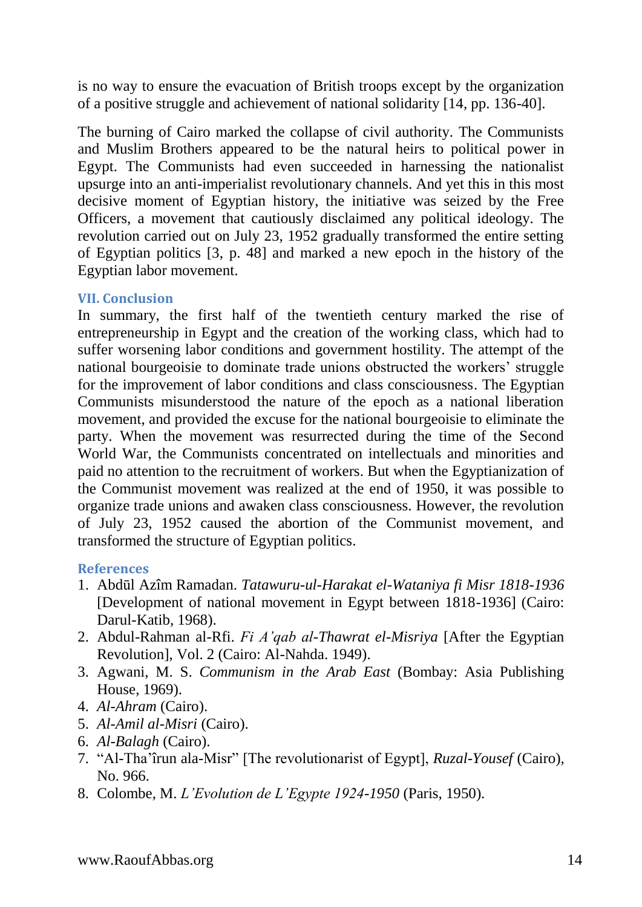is no way to ensure the evacuation of British troops except by the organization of a positive struggle and achievement of national solidarity [14, pp. 136-40].

The burning of Cairo marked the collapse of civil authority. The Communists and Muslim Brothers appeared to be the natural heirs to political power in Egypt. The Communists had even succeeded in harnessing the nationalist upsurge into an anti-imperialist revolutionary channels. And yet this in this most decisive moment of Egyptian history, the initiative was seized by the Free Officers, a movement that cautiously disclaimed any political ideology. The revolution carried out on July 23, 1952 gradually transformed the entire setting of Egyptian politics [3, p. 48] and marked a new epoch in the history of the Egyptian labor movement.

## VII. Conclusion

In summary, the first half of the twentieth century marked the rise of entrepreneurship in Egypt and the creation of the working class, which had to suffer worsening labor conditions and government hostility. The attempt of the national bourgeoisie to dominate trade unions obstructed the workers' struggle for the improvement of labor conditions and class consciousness. The Egyptian Communists misunderstood the nature of the epoch as a national liberation movement, and provided the excuse for the national bourgeoisie to eliminate the party. When the movement was resurrected during the time of the Second World War, the Communists concentrated on intellectuals and minorities and paid no attention to the recruitment of workers. But when the Egyptianization of the Communist movement was realized at the end of 1950, it was possible to organize trade unions and awaken class consciousness. However, the revolution of July 23, 1952 caused the abortion of the Communist movement, and transformed the structure of Egyptian politics.

## References

1. Abdūl Azîm Ramadan. *Tatawuru-ul-Harakat el-Wataniya fi Misr 1818-1936* [Development of national movement in Egypt between 1818-1936] (Cairo: Darul-Katib, 1968).
2. Abdul-Rahman al-Rfi. *Fi A'qab al-Thawrat el-Misriya* [After the Egyptian Revolution], Vol. 2 (Cairo: Al-Nahda. 1949).
3. Agwani, M. S. *Communism in the Arab East* (Bombay: Asia Publishing House, 1969).
4. *Al-Ahram* (Cairo).
5. *Al-Amil al-Misri* (Cairo).
6. *Al-Balagh* (Cairo).
7. "Al-Tha'îrun ala-Misr" [The revolutionarist of Egypt], *Ruzal-Yousef* (Cairo), No. 966.
8. Colombe, M. *L'Evolution de L'Egypte 1924-1950* (Paris, 1950).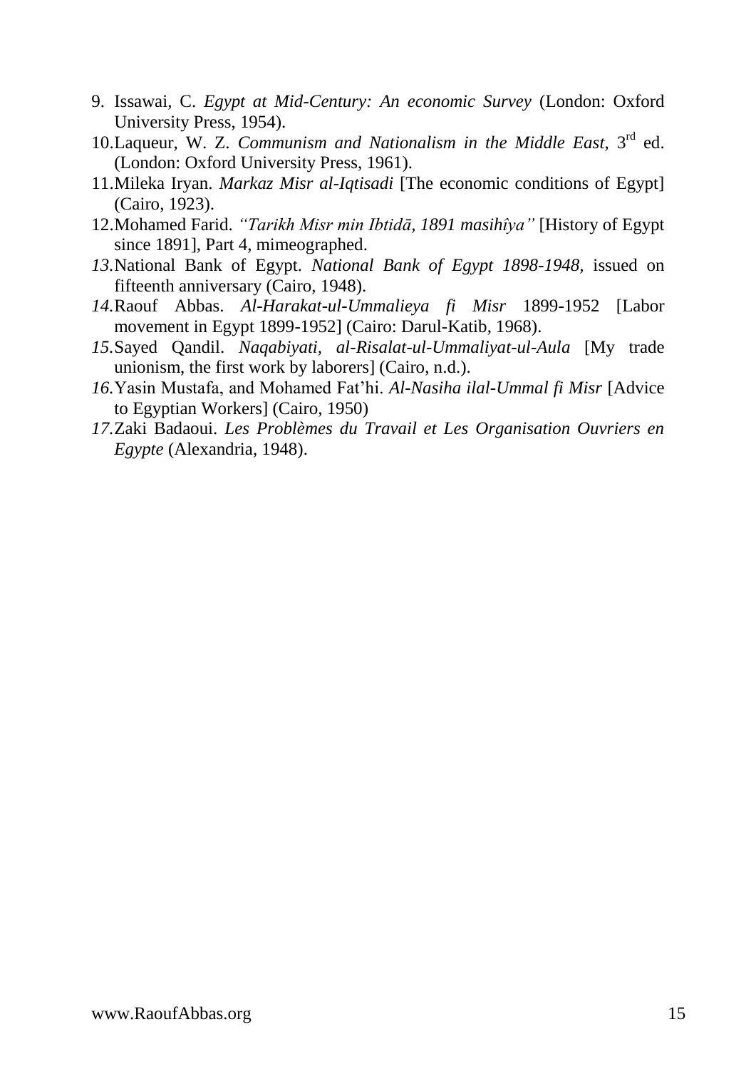9. Issawai, C. *Egypt at Mid-Century: An economic Survey* (London: Oxford University Press, 1954).
10. Laqueur, W. Z. *Communism and Nationalism in the Middle East*, 3rd ed. (London: Oxford University Press, 1961).
11. Mileka Iryan. *Markaz Misr al-Iqtisadi* [The economic conditions of Egypt] (Cairo, 1923).
12. Mohamed Farid. *"Tarikh Misr min Ibtidā, 1891 masihîya"* [History of Egypt since 1891], Part 4, mimeographed.
13. National Bank of Egypt. *National Bank of Egypt 1898-1948*, issued on fifteenth anniversary (Cairo, 1948).
14. Raouf Abbas. *Al-Harakat-ul-Ummalieya fi Misr* 1899-1952 [Labor movement in Egypt 1899-1952] (Cairo: Darul-Katib, 1968).
15. Sayed Qandil. *Naqabiyati, al-Risalat-ul-Ummaliyat-ul-Aula* [My trade unionism, the first work by laborers] (Cairo, n.d.).
16. Yasin Mustafa, and Mohamed Fat'hi. *Al-Nasiha ilal-Ummal fi Misr* [Advice to Egyptian Workers] (Cairo, 1950)
17. Zaki Badaoui. *Les Problèmes du Travail et Les Organisation Ouvriers en Egypte* (Alexandria, 1948).